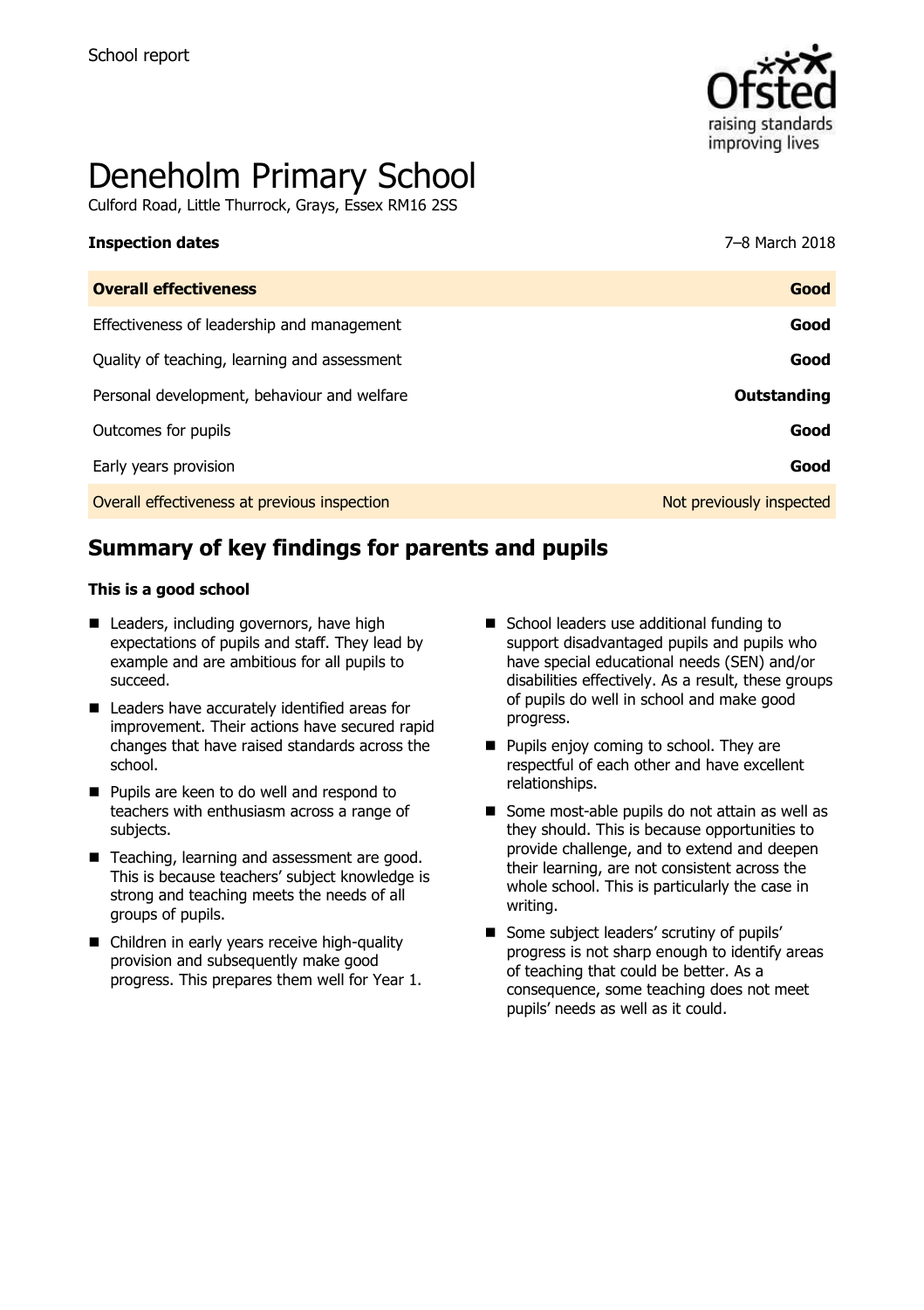School report

# Deneholm Primary School

Culford Road, Little Thurrock, Grays, Essex RM16 2SS

| **Inspection dates** | 7–8 March 2018 |
| --- | --- |
| **Overall effectiveness** | **Good** |
| Effectiveness of leadership and management | **Good** |
| Quality of teaching, learning and assessment | **Good** |
| Personal development, behaviour and welfare | **Outstanding** |
| Outcomes for pupils | **Good** |
| Early years provision | **Good** |
| Overall effectiveness at previous inspection | Not previously inspected |

## Summary of key findings for parents and pupils

**This is a good school**

- Leaders, including governors, have high expectations of pupils and staff. They lead by example and are ambitious for all pupils to succeed.
- Leaders have accurately identified areas for improvement. Their actions have secured rapid changes that have raised standards across the school.
- Pupils are keen to do well and respond to teachers with enthusiasm across a range of subjects.
- Teaching, learning and assessment are good. This is because teachers' subject knowledge is strong and teaching meets the needs of all groups of pupils.
- Children in early years receive high-quality provision and subsequently make good progress. This prepares them well for Year 1.
- School leaders use additional funding to support disadvantaged pupils and pupils who have special educational needs (SEN) and/or disabilities effectively. As a result, these groups of pupils do well in school and make good progress.
- Pupils enjoy coming to school. They are respectful of each other and have excellent relationships.
- Some most-able pupils do not attain as well as they should. This is because opportunities to provide challenge, and to extend and deepen their learning, are not consistent across the whole school. This is particularly the case in writing.
- Some subject leaders' scrutiny of pupils' progress is not sharp enough to identify areas of teaching that could be better. As a consequence, some teaching does not meet pupils' needs as well as it could.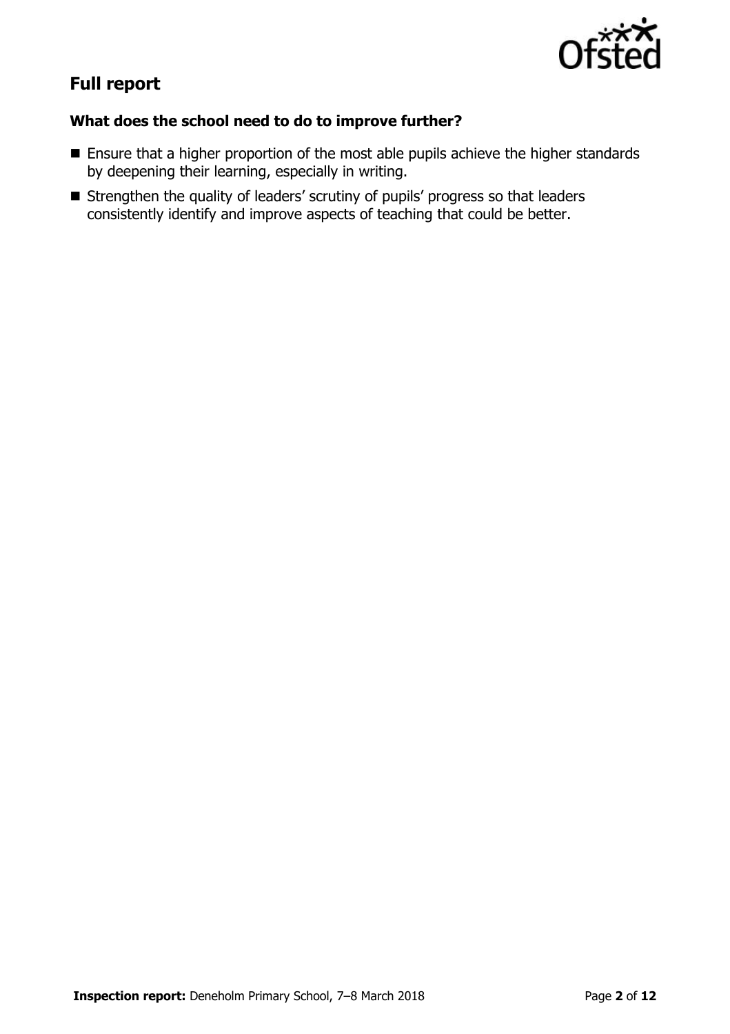## Full report

### What does the school need to do to improve further?

- Ensure that a higher proportion of the most able pupils achieve the higher standards by deepening their learning, especially in writing.
- Strengthen the quality of leaders' scrutiny of pupils' progress so that leaders consistently identify and improve aspects of teaching that could be better.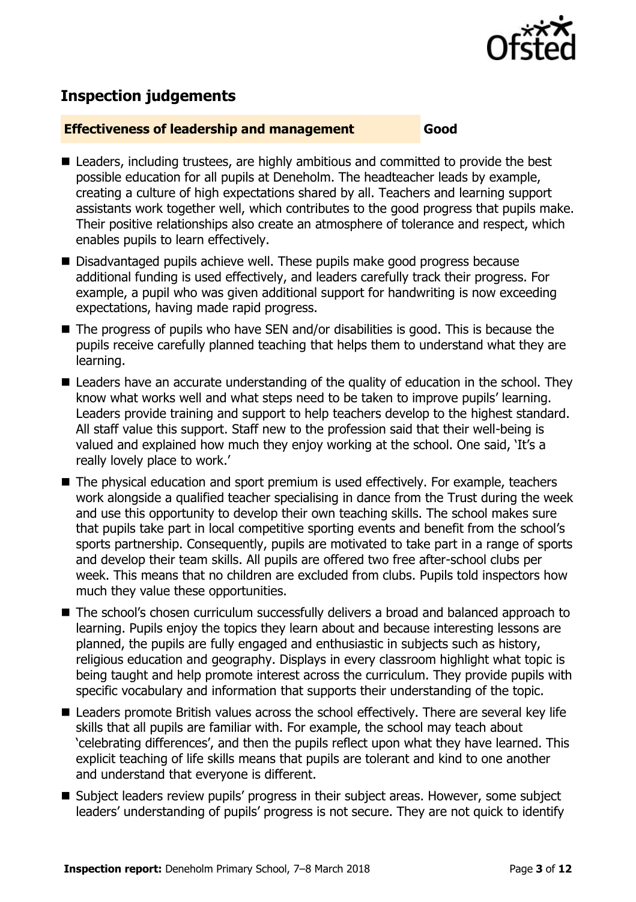## Inspection judgements

**Effectiveness of leadership and management** **Good**

- Leaders, including trustees, are highly ambitious and committed to provide the best possible education for all pupils at Deneholm. The headteacher leads by example, creating a culture of high expectations shared by all. Teachers and learning support assistants work together well, which contributes to the good progress that pupils make. Their positive relationships also create an atmosphere of tolerance and respect, which enables pupils to learn effectively.
- Disadvantaged pupils achieve well. These pupils make good progress because additional funding is used effectively, and leaders carefully track their progress. For example, a pupil who was given additional support for handwriting is now exceeding expectations, having made rapid progress.
- The progress of pupils who have SEN and/or disabilities is good. This is because the pupils receive carefully planned teaching that helps them to understand what they are learning.
- Leaders have an accurate understanding of the quality of education in the school. They know what works well and what steps need to be taken to improve pupils' learning. Leaders provide training and support to help teachers develop to the highest standard. All staff value this support. Staff new to the profession said that their well-being is valued and explained how much they enjoy working at the school. One said, 'It's a really lovely place to work.'
- The physical education and sport premium is used effectively. For example, teachers work alongside a qualified teacher specialising in dance from the Trust during the week and use this opportunity to develop their own teaching skills. The school makes sure that pupils take part in local competitive sporting events and benefit from the school's sports partnership. Consequently, pupils are motivated to take part in a range of sports and develop their team skills. All pupils are offered two free after-school clubs per week. This means that no children are excluded from clubs. Pupils told inspectors how much they value these opportunities.
- The school's chosen curriculum successfully delivers a broad and balanced approach to learning. Pupils enjoy the topics they learn about and because interesting lessons are planned, the pupils are fully engaged and enthusiastic in subjects such as history, religious education and geography. Displays in every classroom highlight what topic is being taught and help promote interest across the curriculum. They provide pupils with specific vocabulary and information that supports their understanding of the topic.
- Leaders promote British values across the school effectively. There are several key life skills that all pupils are familiar with. For example, the school may teach about 'celebrating differences', and then the pupils reflect upon what they have learned. This explicit teaching of life skills means that pupils are tolerant and kind to one another and understand that everyone is different.
- Subject leaders review pupils' progress in their subject areas. However, some subject leaders' understanding of pupils' progress is not secure. They are not quick to identify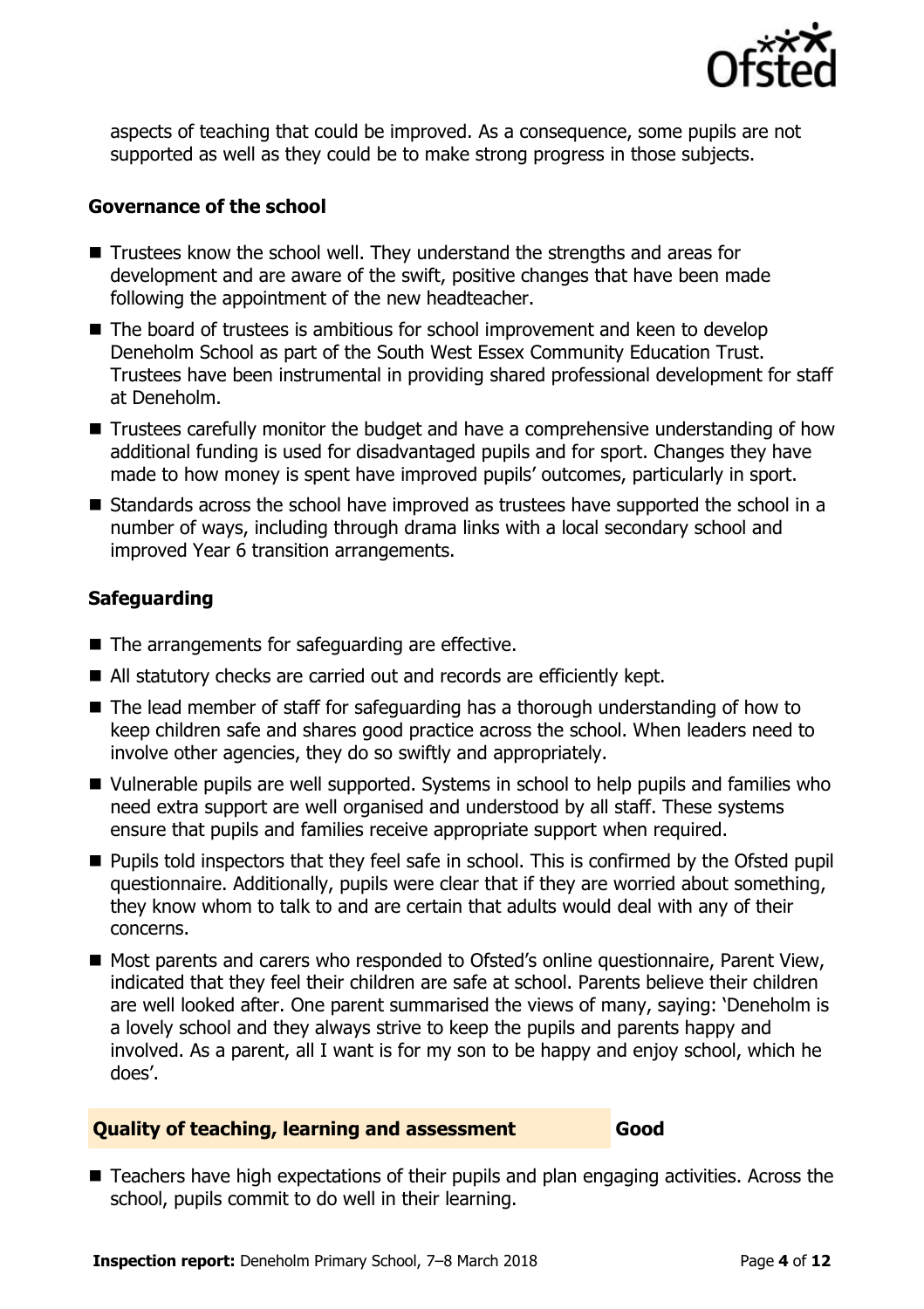aspects of teaching that could be improved. As a consequence, some pupils are not supported as well as they could be to make strong progress in those subjects.

### Governance of the school

- Trustees know the school well. They understand the strengths and areas for development and are aware of the swift, positive changes that have been made following the appointment of the new headteacher.
- The board of trustees is ambitious for school improvement and keen to develop Deneholm School as part of the South West Essex Community Education Trust. Trustees have been instrumental in providing shared professional development for staff at Deneholm.
- Trustees carefully monitor the budget and have a comprehensive understanding of how additional funding is used for disadvantaged pupils and for sport. Changes they have made to how money is spent have improved pupils' outcomes, particularly in sport.
- Standards across the school have improved as trustees have supported the school in a number of ways, including through drama links with a local secondary school and improved Year 6 transition arrangements.

### Safeguarding

- The arrangements for safeguarding are effective.
- All statutory checks are carried out and records are efficiently kept.
- The lead member of staff for safeguarding has a thorough understanding of how to keep children safe and shares good practice across the school. When leaders need to involve other agencies, they do so swiftly and appropriately.
- Vulnerable pupils are well supported. Systems in school to help pupils and families who need extra support are well organised and understood by all staff. These systems ensure that pupils and families receive appropriate support when required.
- Pupils told inspectors that they feel safe in school. This is confirmed by the Ofsted pupil questionnaire. Additionally, pupils were clear that if they are worried about something, they know whom to talk to and are certain that adults would deal with any of their concerns.
- Most parents and carers who responded to Ofsted's online questionnaire, Parent View, indicated that they feel their children are safe at school. Parents believe their children are well looked after. One parent summarised the views of many, saying: 'Deneholm is a lovely school and they always strive to keep the pupils and parents happy and involved. As a parent, all I want is for my son to be happy and enjoy school, which he does'.

## Quality of teaching, learning and assessment — Good

- Teachers have high expectations of their pupils and plan engaging activities. Across the school, pupils commit to do well in their learning.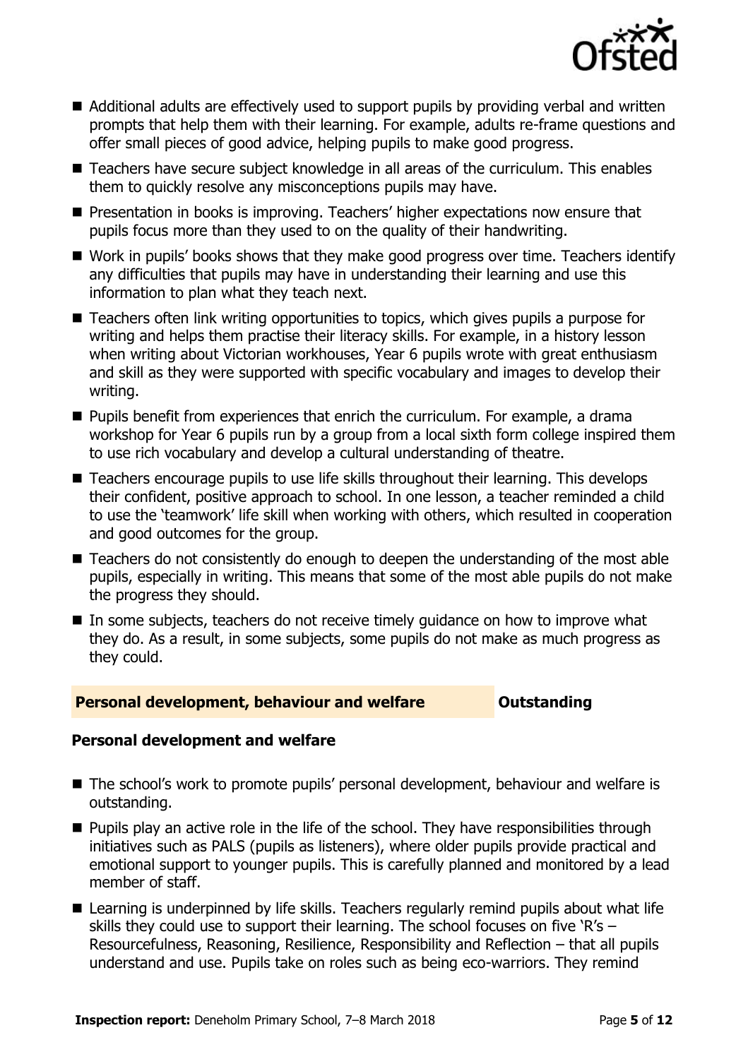- Additional adults are effectively used to support pupils by providing verbal and written prompts that help them with their learning. For example, adults re-frame questions and offer small pieces of good advice, helping pupils to make good progress.
- Teachers have secure subject knowledge in all areas of the curriculum. This enables them to quickly resolve any misconceptions pupils may have.
- Presentation in books is improving. Teachers' higher expectations now ensure that pupils focus more than they used to on the quality of their handwriting.
- Work in pupils' books shows that they make good progress over time. Teachers identify any difficulties that pupils may have in understanding their learning and use this information to plan what they teach next.
- Teachers often link writing opportunities to topics, which gives pupils a purpose for writing and helps them practise their literacy skills. For example, in a history lesson when writing about Victorian workhouses, Year 6 pupils wrote with great enthusiasm and skill as they were supported with specific vocabulary and images to develop their writing.
- Pupils benefit from experiences that enrich the curriculum. For example, a drama workshop for Year 6 pupils run by a group from a local sixth form college inspired them to use rich vocabulary and develop a cultural understanding of theatre.
- Teachers encourage pupils to use life skills throughout their learning. This develops their confident, positive approach to school. In one lesson, a teacher reminded a child to use the 'teamwork' life skill when working with others, which resulted in cooperation and good outcomes for the group.
- Teachers do not consistently do enough to deepen the understanding of the most able pupils, especially in writing. This means that some of the most able pupils do not make the progress they should.
- In some subjects, teachers do not receive timely guidance on how to improve what they do. As a result, in some subjects, some pupils do not make as much progress as they could.

## Personal development, behaviour and welfare — Outstanding

### Personal development and welfare

- The school's work to promote pupils' personal development, behaviour and welfare is outstanding.
- Pupils play an active role in the life of the school. They have responsibilities through initiatives such as PALS (pupils as listeners), where older pupils provide practical and emotional support to younger pupils. This is carefully planned and monitored by a lead member of staff.
- Learning is underpinned by life skills. Teachers regularly remind pupils about what life skills they could use to support their learning. The school focuses on five 'R's – Resourcefulness, Reasoning, Resilience, Responsibility and Reflection – that all pupils understand and use. Pupils take on roles such as being eco-warriors. They remind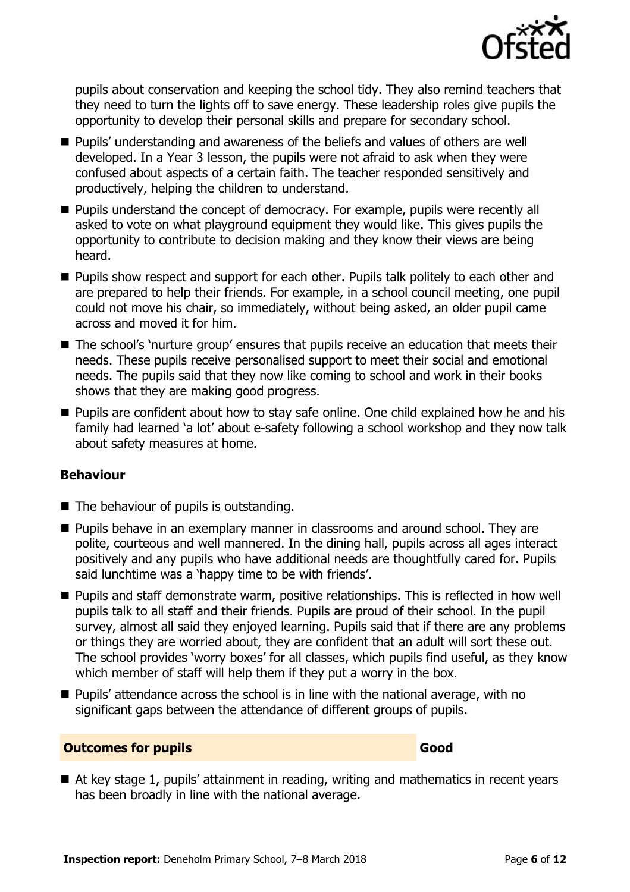pupils about conservation and keeping the school tidy. They also remind teachers that they need to turn the lights off to save energy. These leadership roles give pupils the opportunity to develop their personal skills and prepare for secondary school.

- Pupils' understanding and awareness of the beliefs and values of others are well developed. In a Year 3 lesson, the pupils were not afraid to ask when they were confused about aspects of a certain faith. The teacher responded sensitively and productively, helping the children to understand.
- Pupils understand the concept of democracy. For example, pupils were recently all asked to vote on what playground equipment they would like. This gives pupils the opportunity to contribute to decision making and they know their views are being heard.
- Pupils show respect and support for each other. Pupils talk politely to each other and are prepared to help their friends. For example, in a school council meeting, one pupil could not move his chair, so immediately, without being asked, an older pupil came across and moved it for him.
- The school's 'nurture group' ensures that pupils receive an education that meets their needs. These pupils receive personalised support to meet their social and emotional needs. The pupils said that they now like coming to school and work in their books shows that they are making good progress.
- Pupils are confident about how to stay safe online. One child explained how he and his family had learned 'a lot' about e-safety following a school workshop and they now talk about safety measures at home.

### Behaviour

- The behaviour of pupils is outstanding.
- Pupils behave in an exemplary manner in classrooms and around school. They are polite, courteous and well mannered. In the dining hall, pupils across all ages interact positively and any pupils who have additional needs are thoughtfully cared for. Pupils said lunchtime was a 'happy time to be with friends'.
- Pupils and staff demonstrate warm, positive relationships. This is reflected in how well pupils talk to all staff and their friends. Pupils are proud of their school. In the pupil survey, almost all said they enjoyed learning. Pupils said that if there are any problems or things they are worried about, they are confident that an adult will sort these out. The school provides 'worry boxes' for all classes, which pupils find useful, as they know which member of staff will help them if they put a worry in the box.
- Pupils' attendance across the school is in line with the national average, with no significant gaps between the attendance of different groups of pupils.

## Outcomes for pupils — Good

- At key stage 1, pupils' attainment in reading, writing and mathematics in recent years has been broadly in line with the national average.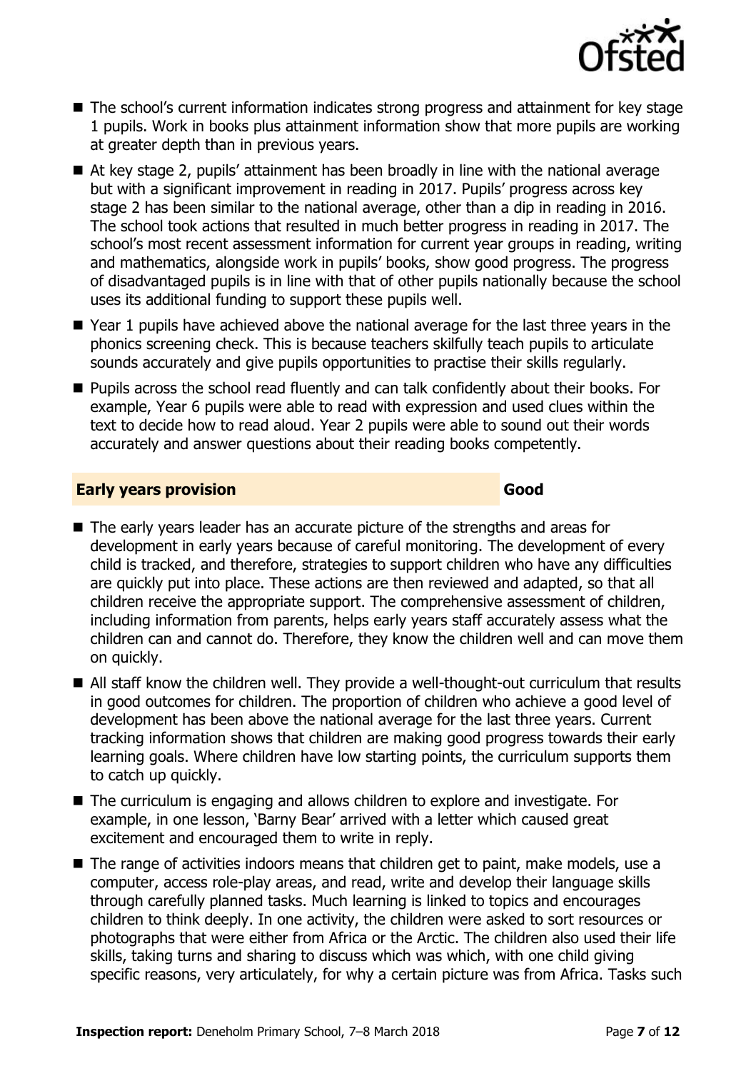- The school's current information indicates strong progress and attainment for key stage 1 pupils. Work in books plus attainment information show that more pupils are working at greater depth than in previous years.
- At key stage 2, pupils' attainment has been broadly in line with the national average but with a significant improvement in reading in 2017. Pupils' progress across key stage 2 has been similar to the national average, other than a dip in reading in 2016. The school took actions that resulted in much better progress in reading in 2017. The school's most recent assessment information for current year groups in reading, writing and mathematics, alongside work in pupils' books, show good progress. The progress of disadvantaged pupils is in line with that of other pupils nationally because the school uses its additional funding to support these pupils well.
- Year 1 pupils have achieved above the national average for the last three years in the phonics screening check. This is because teachers skilfully teach pupils to articulate sounds accurately and give pupils opportunities to practise their skills regularly.
- Pupils across the school read fluently and can talk confidently about their books. For example, Year 6 pupils were able to read with expression and used clues within the text to decide how to read aloud. Year 2 pupils were able to sound out their words accurately and answer questions about their reading books competently.

## Early years provision — Good

- The early years leader has an accurate picture of the strengths and areas for development in early years because of careful monitoring. The development of every child is tracked, and therefore, strategies to support children who have any difficulties are quickly put into place. These actions are then reviewed and adapted, so that all children receive the appropriate support. The comprehensive assessment of children, including information from parents, helps early years staff accurately assess what the children can and cannot do. Therefore, they know the children well and can move them on quickly.
- All staff know the children well. They provide a well-thought-out curriculum that results in good outcomes for children. The proportion of children who achieve a good level of development has been above the national average for the last three years. Current tracking information shows that children are making good progress towards their early learning goals. Where children have low starting points, the curriculum supports them to catch up quickly.
- The curriculum is engaging and allows children to explore and investigate. For example, in one lesson, 'Barny Bear' arrived with a letter which caused great excitement and encouraged them to write in reply.
- The range of activities indoors means that children get to paint, make models, use a computer, access role-play areas, and read, write and develop their language skills through carefully planned tasks. Much learning is linked to topics and encourages children to think deeply. In one activity, the children were asked to sort resources or photographs that were either from Africa or the Arctic. The children also used their life skills, taking turns and sharing to discuss which was which, with one child giving specific reasons, very articulately, for why a certain picture was from Africa. Tasks such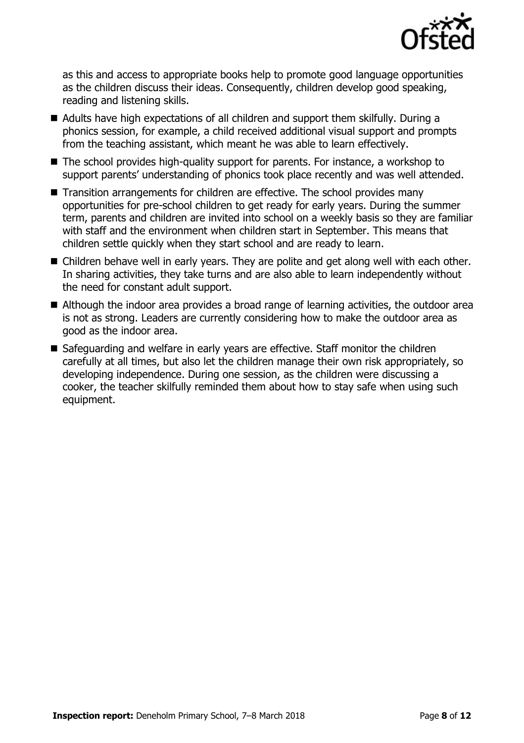as this and access to appropriate books help to promote good language opportunities as the children discuss their ideas. Consequently, children develop good speaking, reading and listening skills.

- Adults have high expectations of all children and support them skilfully. During a phonics session, for example, a child received additional visual support and prompts from the teaching assistant, which meant he was able to learn effectively.
- The school provides high-quality support for parents. For instance, a workshop to support parents' understanding of phonics took place recently and was well attended.
- Transition arrangements for children are effective. The school provides many opportunities for pre-school children to get ready for early years. During the summer term, parents and children are invited into school on a weekly basis so they are familiar with staff and the environment when children start in September. This means that children settle quickly when they start school and are ready to learn.
- Children behave well in early years. They are polite and get along well with each other. In sharing activities, they take turns and are also able to learn independently without the need for constant adult support.
- Although the indoor area provides a broad range of learning activities, the outdoor area is not as strong. Leaders are currently considering how to make the outdoor area as good as the indoor area.
- Safeguarding and welfare in early years are effective. Staff monitor the children carefully at all times, but also let the children manage their own risk appropriately, so developing independence. During one session, as the children were discussing a cooker, the teacher skilfully reminded them about how to stay safe when using such equipment.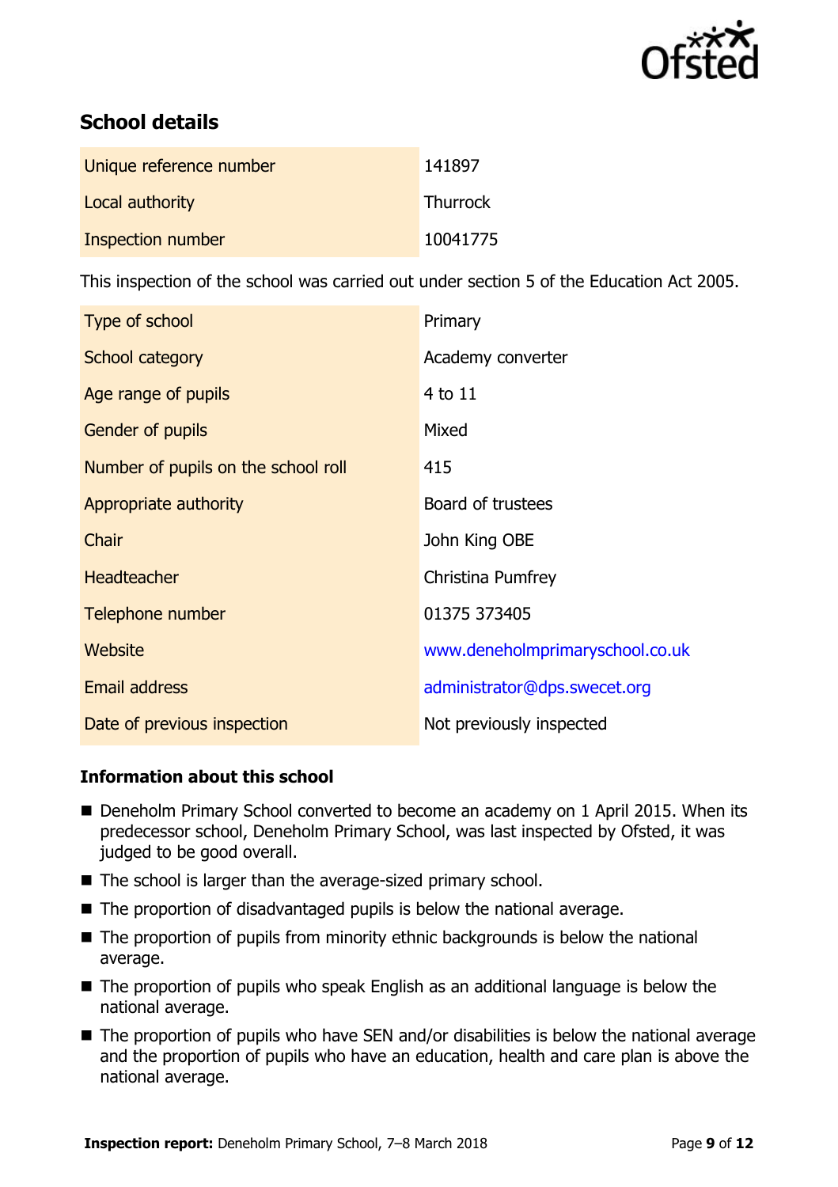## School details

| | |
|---|---|
| Unique reference number | 141897 |
| Local authority | Thurrock |
| Inspection number | 10041775 |

This inspection of the school was carried out under section 5 of the Education Act 2005.

| | |
|---|---|
| Type of school | Primary |
| School category | Academy converter |
| Age range of pupils | 4 to 11 |
| Gender of pupils | Mixed |
| Number of pupils on the school roll | 415 |
| Appropriate authority | Board of trustees |
| Chair | John King OBE |
| Headteacher | Christina Pumfrey |
| Telephone number | 01375 373405 |
| Website | www.deneholmprimaryschool.co.uk |
| Email address | administrator@dps.swecet.org |
| Date of previous inspection | Not previously inspected |

### Information about this school

- Deneholm Primary School converted to become an academy on 1 April 2015. When its predecessor school, Deneholm Primary School, was last inspected by Ofsted, it was judged to be good overall.
- The school is larger than the average-sized primary school.
- The proportion of disadvantaged pupils is below the national average.
- The proportion of pupils from minority ethnic backgrounds is below the national average.
- The proportion of pupils who speak English as an additional language is below the national average.
- The proportion of pupils who have SEN and/or disabilities is below the national average and the proportion of pupils who have an education, health and care plan is above the national average.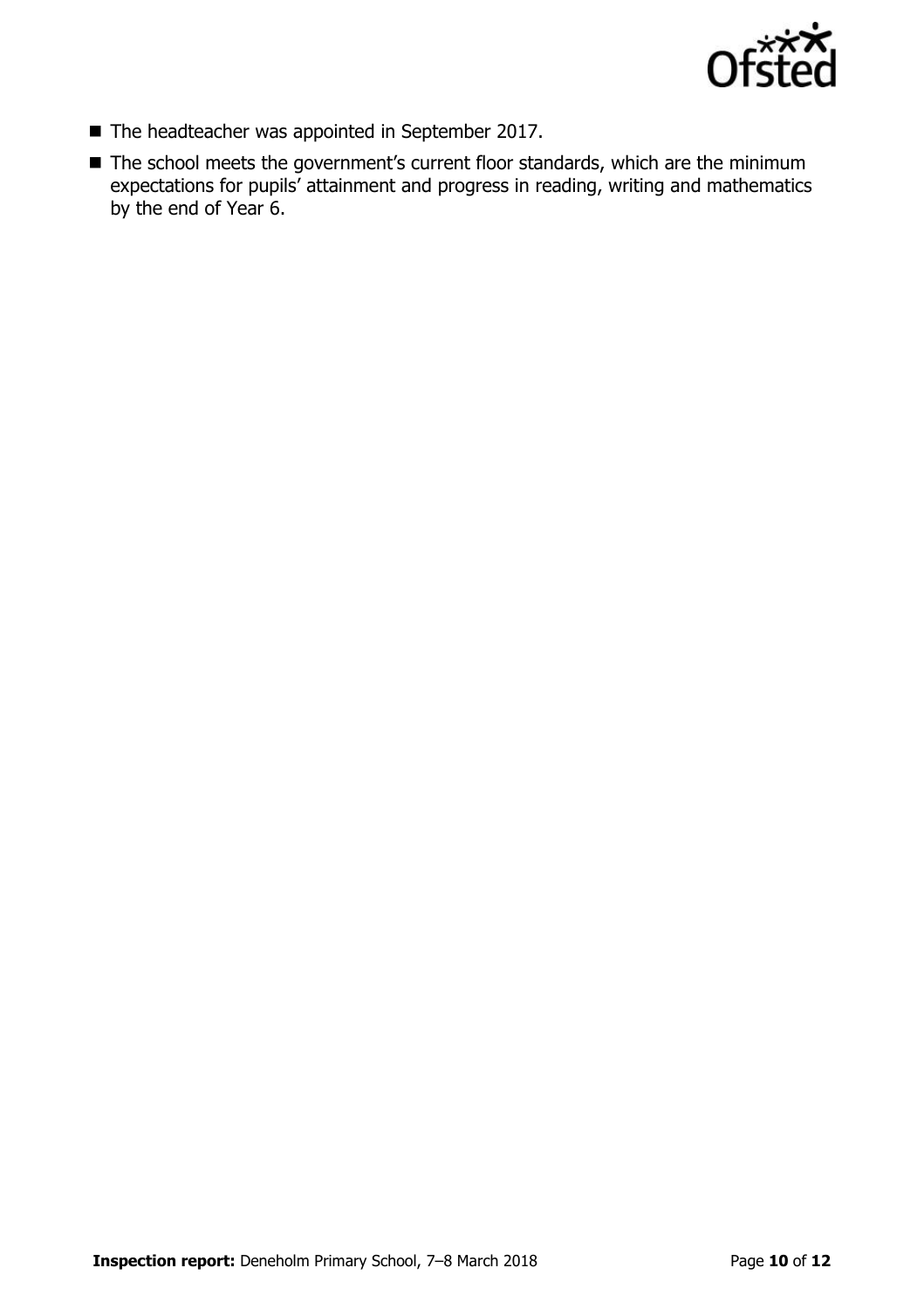- The headteacher was appointed in September 2017.
- The school meets the government's current floor standards, which are the minimum expectations for pupils' attainment and progress in reading, writing and mathematics by the end of Year 6.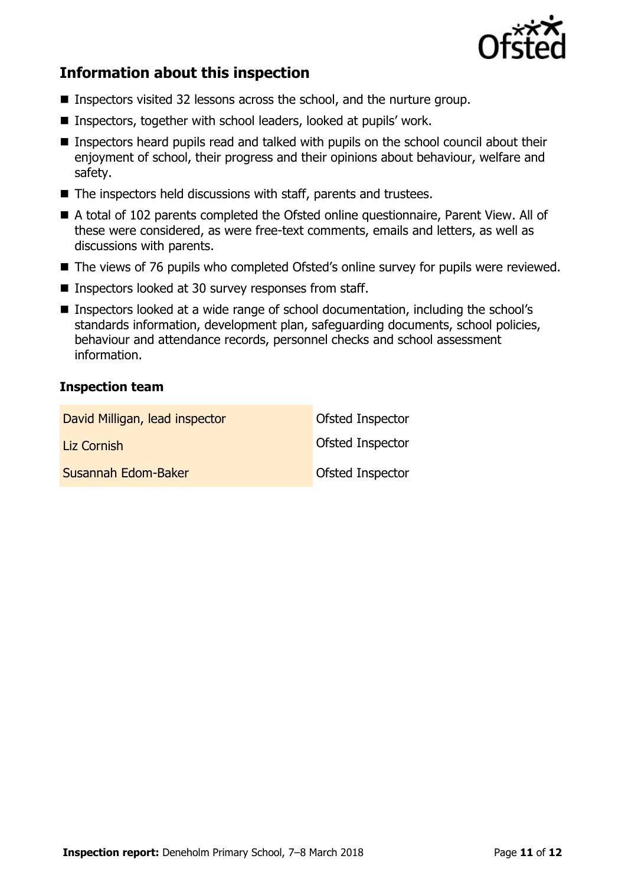## Information about this inspection

- Inspectors visited 32 lessons across the school, and the nurture group.
- Inspectors, together with school leaders, looked at pupils' work.
- Inspectors heard pupils read and talked with pupils on the school council about their enjoyment of school, their progress and their opinions about behaviour, welfare and safety.
- The inspectors held discussions with staff, parents and trustees.
- A total of 102 parents completed the Ofsted online questionnaire, Parent View. All of these were considered, as were free-text comments, emails and letters, as well as discussions with parents.
- The views of 76 pupils who completed Ofsted's online survey for pupils were reviewed.
- Inspectors looked at 30 survey responses from staff.
- Inspectors looked at a wide range of school documentation, including the school's standards information, development plan, safeguarding documents, school policies, behaviour and attendance records, personnel checks and school assessment information.

### Inspection team

| | |
|---|---|
| David Milligan, lead inspector | Ofsted Inspector |
| Liz Cornish | Ofsted Inspector |
| Susannah Edom-Baker | Ofsted Inspector |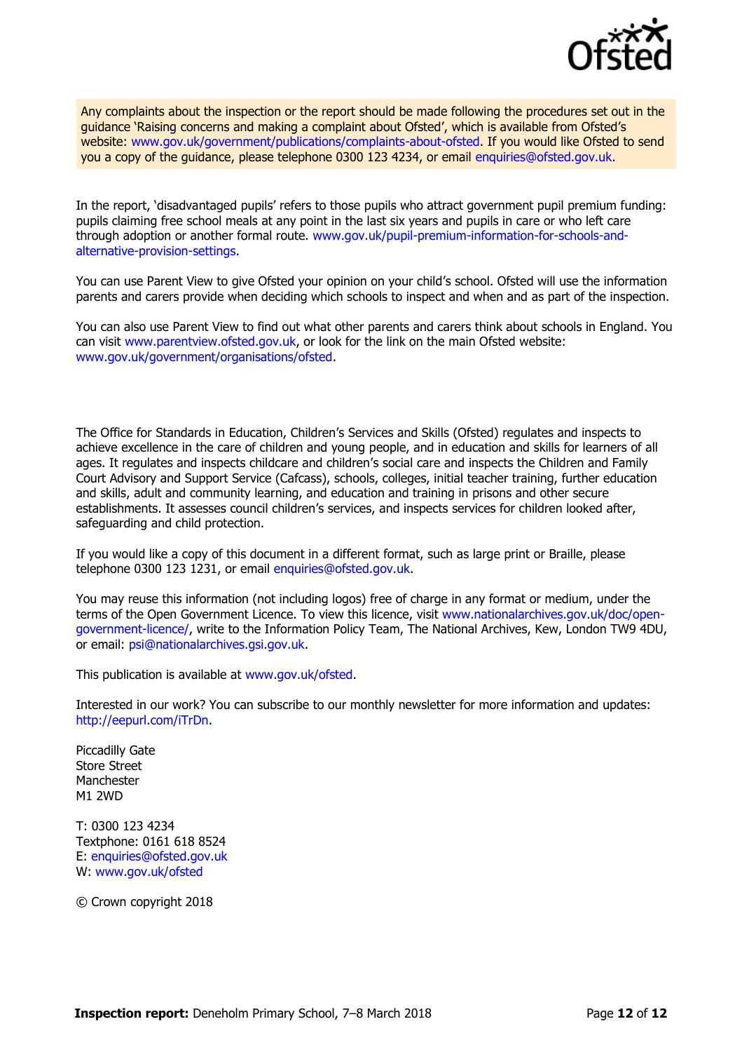Any complaints about the inspection or the report should be made following the procedures set out in the guidance 'Raising concerns and making a complaint about Ofsted', which is available from Ofsted's website: www.gov.uk/government/publications/complaints-about-ofsted. If you would like Ofsted to send you a copy of the guidance, please telephone 0300 123 4234, or email enquiries@ofsted.gov.uk.

In the report, 'disadvantaged pupils' refers to those pupils who attract government pupil premium funding: pupils claiming free school meals at any point in the last six years and pupils in care or who left care through adoption or another formal route. www.gov.uk/pupil-premium-information-for-schools-and-alternative-provision-settings.

You can use Parent View to give Ofsted your opinion on your child's school. Ofsted will use the information parents and carers provide when deciding which schools to inspect and when and as part of the inspection.

You can also use Parent View to find out what other parents and carers think about schools in England. You can visit www.parentview.ofsted.gov.uk, or look for the link on the main Ofsted website: www.gov.uk/government/organisations/ofsted.

The Office for Standards in Education, Children's Services and Skills (Ofsted) regulates and inspects to achieve excellence in the care of children and young people, and in education and skills for learners of all ages. It regulates and inspects childcare and children's social care and inspects the Children and Family Court Advisory and Support Service (Cafcass), schools, colleges, initial teacher training, further education and skills, adult and community learning, and education and training in prisons and other secure establishments. It assesses council children's services, and inspects services for children looked after, safeguarding and child protection.

If you would like a copy of this document in a different format, such as large print or Braille, please telephone 0300 123 1231, or email enquiries@ofsted.gov.uk.

You may reuse this information (not including logos) free of charge in any format or medium, under the terms of the Open Government Licence. To view this licence, visit www.nationalarchives.gov.uk/doc/open-government-licence/, write to the Information Policy Team, The National Archives, Kew, London TW9 4DU, or email: psi@nationalarchives.gsi.gov.uk.

This publication is available at www.gov.uk/ofsted.

Interested in our work? You can subscribe to our monthly newsletter for more information and updates: http://eepurl.com/iTrDn.

Piccadilly Gate
Store Street
Manchester
M1 2WD

T: 0300 123 4234
Textphone: 0161 618 8524
E: enquiries@ofsted.gov.uk
W: www.gov.uk/ofsted

© Crown copyright 2018